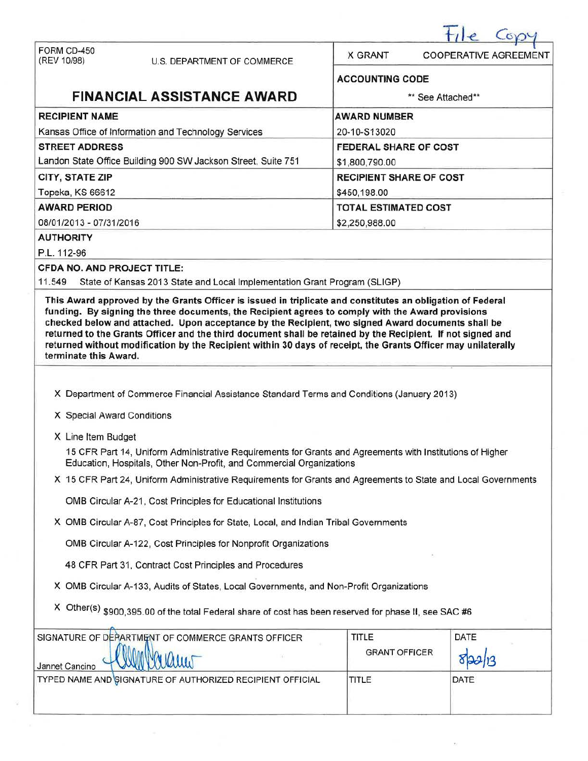File Copy

| FORM CD-450 (REV 10/98) U.S. DEPARTMENT OF COMMERCE | X GRANT COOPERATIVE AGREEMENT |
|---|---|
| **FINANCIAL ASSISTANCE AWARD** | **ACCOUNTING CODE** ** See Attached** |
| **RECIPIENT NAME** Kansas Office of Information and Technology Services | **AWARD NUMBER** 20-10-S13020 |
| **STREET ADDRESS** Landon State Office Building 900 SW Jackson Street, Suite 751 | **FEDERAL SHARE OF COST** $1,800,790.00 |
| **CITY, STATE ZIP** Topeka, KS 66612 | **RECIPIENT SHARE OF COST** $450,198.00 |
| **AWARD PERIOD** 08/01/2013 - 07/31/2016 | **TOTAL ESTIMATED COST** $2,250,988.00 |

**AUTHORITY**

P.L. 112-96

**CFDA NO. AND PROJECT TITLE:**

11.549 State of Kansas 2013 State and Local Implementation Grant Program (SLIGP)

**This Award approved by the Grants Officer is issued in triplicate and constitutes an obligation of Federal funding. By signing the three documents, the Recipient agrees to comply with the Award provisions checked below and attached. Upon acceptance by the Recipient, two signed Award documents shall be returned to the Grants Officer and the third document shall be retained by the Recipient. If not signed and returned without modification by the Recipient within 30 days of receipt, the Grants Officer may unilaterally terminate this Award.**

X Department of Commerce Financial Assistance Standard Terms and Conditions (January 2013)

X Special Award Conditions

X Line Item Budget

15 CFR Part 14, Uniform Administrative Requirements for Grants and Agreements with Institutions of Higher Education, Hospitals, Other Non-Profit, and Commercial Organizations

X 15 CFR Part 24, Uniform Administrative Requirements for Grants and Agreements to State and Local Governments

OMB Circular A-21, Cost Principles for Educational Institutions

X OMB Circular A-87, Cost Principles for State, Local, and Indian Tribal Governments

OMB Circular A-122, Cost Principles for Nonprofit Organizations

48 CFR Part 31, Contract Cost Principles and Procedures

X OMB Circular A-133, Audits of States, Local Governments, and Non-Profit Organizations

X Other(s) $900,395.00 of the total Federal share of cost has been reserved for phase II, see SAC #6

| SIGNATURE OF DEPARTMENT OF COMMERCE GRANTS OFFICER | TITLE | DATE |
|---|---|---|
| Jannet Cancino | GRANT OFFICER | 8/22/13 |
| TYPED NAME AND SIGNATURE OF AUTHORIZED RECIPIENT OFFICIAL | TITLE | DATE |
| | | |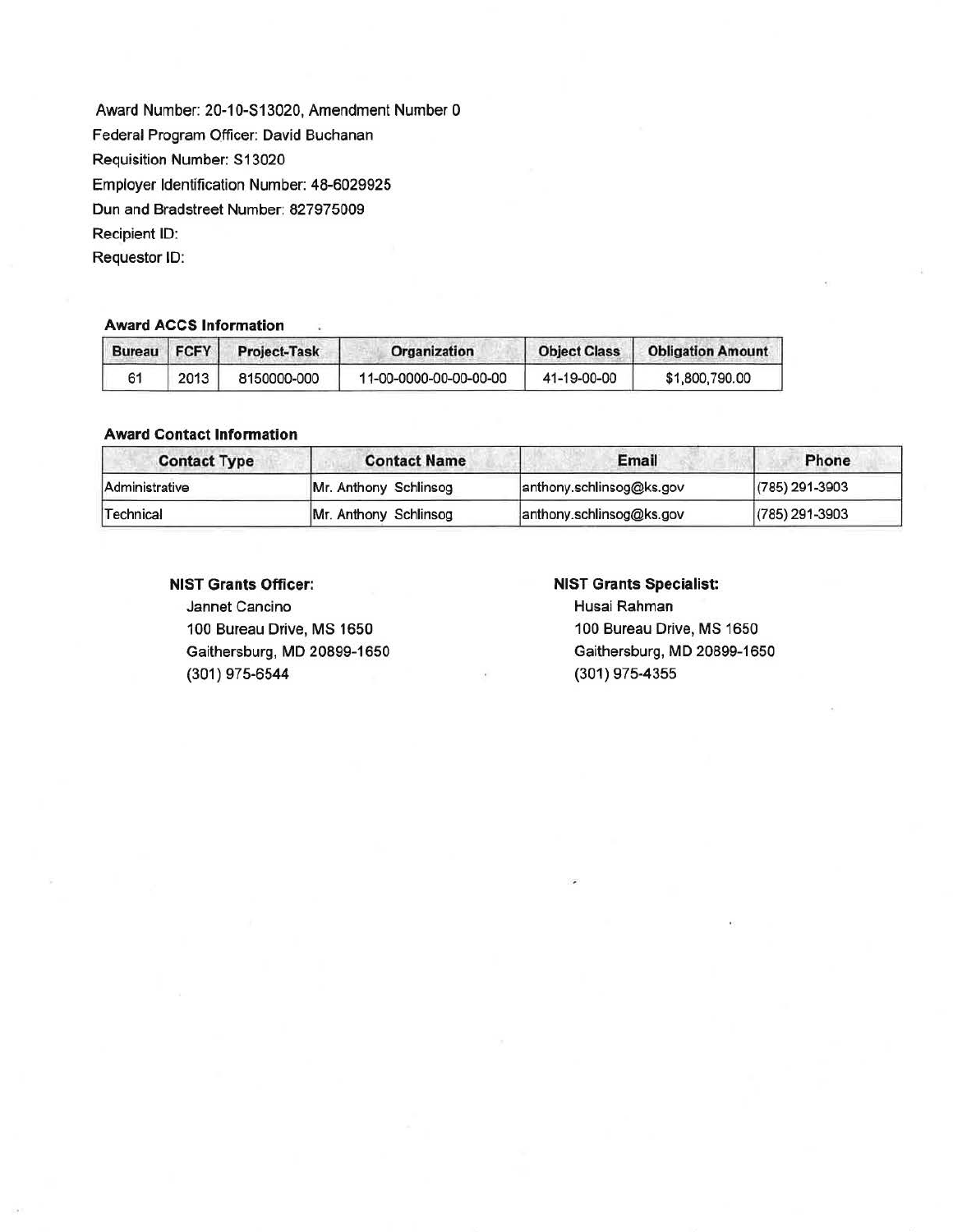Award Number: 20-10-S13020, Amendment Number 0
Federal Program Officer: David Buchanan
Requisition Number: S13020
Employer Identification Number: 48-6029925
Dun and Bradstreet Number: 827975009
Recipient ID:
Requestor ID:

### Award ACCS Information

| Bureau | FCFY | Project-Task | Organization | Object Class | Obligation Amount |
|---|---|---|---|---|---|
| 61 | 2013 | 8150000-000 | 11-00-0000-00-00-00-00 | 41-19-00-00 | $1,800,790.00 |

### Award Contact Information

| Contact Type | Contact Name | Email | Phone |
|---|---|---|---|
| Administrative | Mr. Anthony Schlinsog | anthony.schlinsog@ks.gov | (785) 291-3903 |
| Technical | Mr. Anthony Schlinsog | anthony.schlinsog@ks.gov | (785) 291-3903 |

**NIST Grants Officer:**
Jannet Cancino
100 Bureau Drive, MS 1650
Gaithersburg, MD 20899-1650
(301) 975-6544

**NIST Grants Specialist:**
Husai Rahman
100 Bureau Drive, MS 1650
Gaithersburg, MD 20899-1650
(301) 975-4355